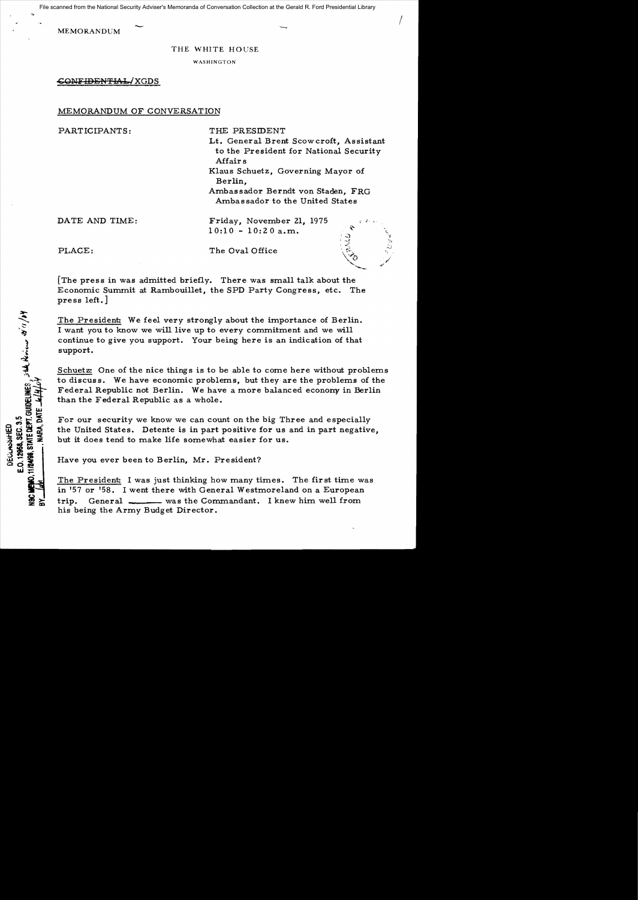File scanned from the National Security Adviser's Memoranda of Conversation Collection at the Gerald R. Ford Presidential Library

MEMORANDUM

THE WHITE HOUSE

WASHINGTON

~~CONFIDENTIAL~~/XGDS

MEMORANDUM OF CONVERSATION

PARTICIPANTS: THE PRESIDENT

Lt. General Brent Scowcroft, Assistant to the President for National Security Affairs

Klaus Schuetz, Governing Mayor of Berlin,

Ambassador Berndt von Staden, FRG Ambassador to the United States

DATE AND TIME: Friday, November 21, 1975
10:10 - 10:20 a.m.

PLACE: The Oval Office

DECLASSIFIED
E.O. 12958, SEC. 3.5
NSC MEMO, 11/24/98, STATE DEPT. GUIDELINES
BY ___, NARA, DATE ___

[The press in was admitted briefly. There was small talk about the Economic Summit at Rambouillet, the SPD Party Congress, etc. The press left.]

The President: We feel very strongly about the importance of Berlin. I want you to know we will live up to every commitment and we will continue to give you support. Your being here is an indication of that support.

Schuetz: One of the nice things is to be able to come here without problems to discuss. We have economic problems, but they are the problems of the Federal Republic not Berlin. We have a more balanced economy in Berlin than the Federal Republic as a whole.

For our security we know we can count on the big Three and especially the United States. Detente is in part positive for us and in part negative, but it does tend to make life somewhat easier for us.

Have you ever been to Berlin, Mr. President?

The President: I was just thinking how many times. The first time was in '57 or '58. I went there with General Westmoreland on a European trip. General _______ was the Commandant. I knew him well from his being the Army Budget Director.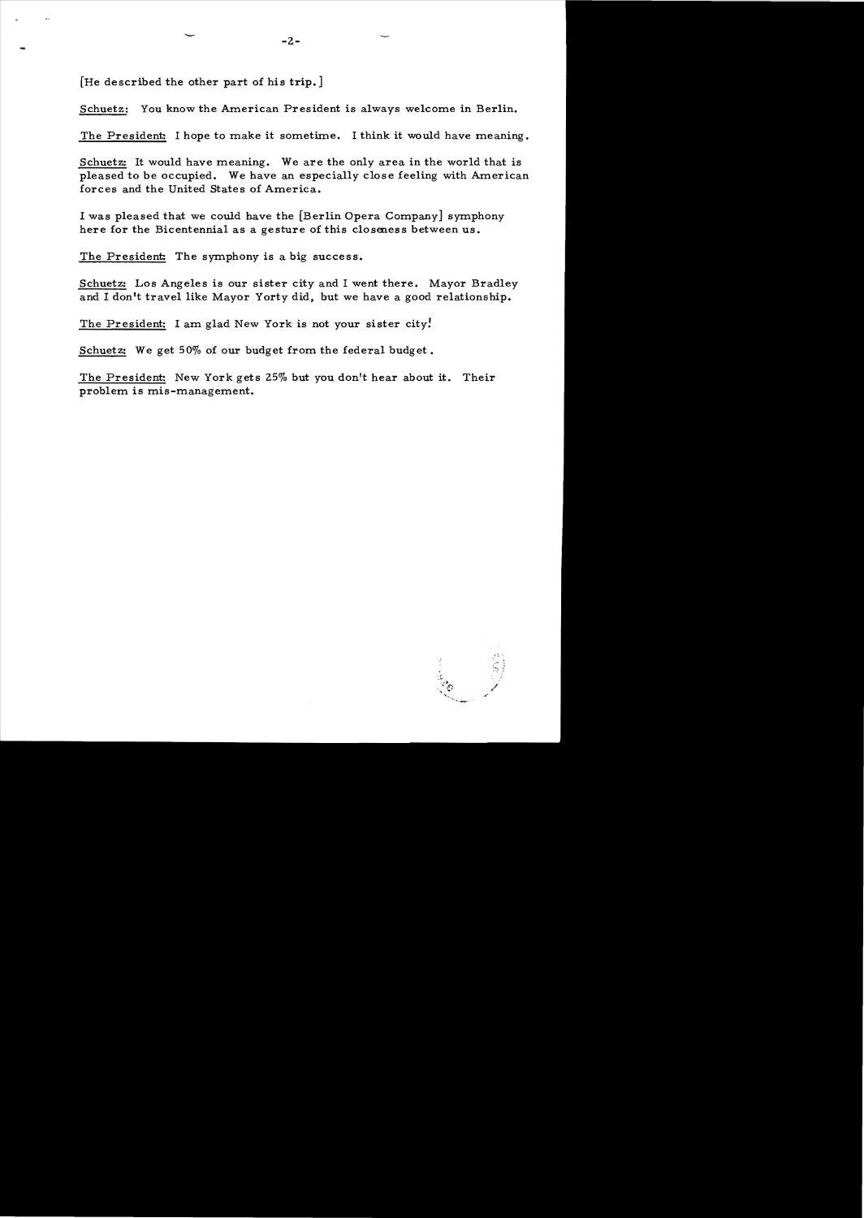[He described the other part of his trip.]

Schuetz: You know the American President is always welcome in Berlin.

The President: I hope to make it sometime. I think it would have meaning.

Schuetz: It would have meaning. We are the only area in the world that is pleased to be occupied. We have an especially close feeling with American forces and the United States of America.

I was pleased that we could have the [Berlin Opera Company] symphony here for the Bicentennial as a gesture of this closeness between us.

The President: The symphony is a big success.

Schuetz: Los Angeles is our sister city and I went there. Mayor Bradley and I don't travel like Mayor Yorty did, but we have a good relationship.

The President: I am glad New York is not your sister city!

Schuetz: We get 50% of our budget from the federal budget.

The President: New York gets 25% but you don't hear about it. Their problem is mis-management.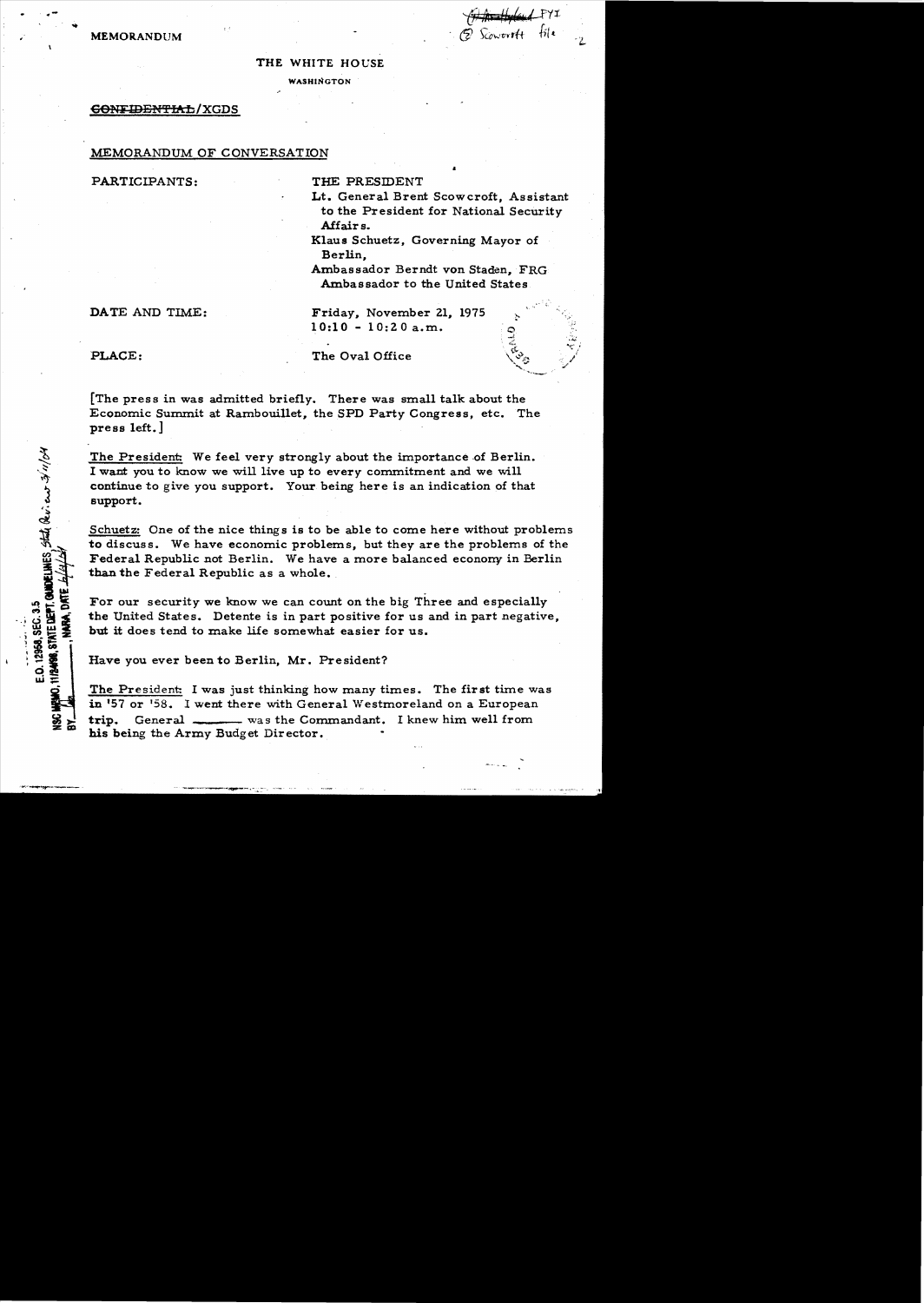MEMORANDUM

THE WHITE HOUSE

WASHINGTON

~~CONFIDENTIAL~~/XGDS

MEMORANDUM OF CONVERSATION

PARTICIPANTS: THE PRESIDENT

Lt. General Brent Scowcroft, Assistant to the President for National Security Affairs.

Klaus Schuetz, Governing Mayor of Berlin,

Ambassador Berndt von Staden, FRG Ambassador to the United States

DATE AND TIME: Friday, November 21, 1975
10:10 - 10:20 a.m.

PLACE: The Oval Office

[The press in was admitted briefly. There was small talk about the Economic Summit at Rambouillet, the SPD Party Congress, etc. The press left.]

The President: We feel very strongly about the importance of Berlin. I want you to know we will live up to every commitment and we will continue to give you support. Your being here is an indication of that support.

Schuetz: One of the nice things is to be able to come here without problems to discuss. We have economic problems, but they are the problems of the Federal Republic not Berlin. We have a more balanced economy in Berlin than the Federal Republic as a whole.

For our security we know we can count on the big Three and especially the United States. Detente is in part positive for us and in part negative, but it does tend to make life somewhat easier for us.

Have you ever been to Berlin, Mr. President?

The President: I was just thinking how many times. The first time was in '57 or '58. I went there with General Westmoreland on a European trip. General \_\_\_\_\_\_ was the Commandant. I knew him well from his being the Army Budget Director.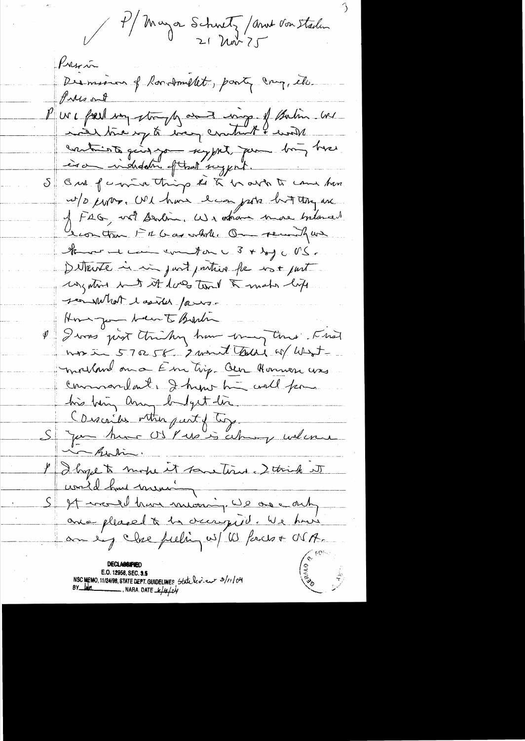P/ Mayor Schuetz / Amb Von Staden
21 Nov 75

Press in

Discussion of Rambouillet, party Cong, etc.

Press out

P We feel very strongly about ... of Berlin. We will live up to every commitment & will continue to give you support. You bring here is an indication of that support.

S One of ... things is to be able to come here w/o press. We have economic probs but they are of FRG, not Berlin. We are more balanced economically than FRG as a whole. Our security we ... on 3 & esp US. Detente is in part positive for us & part negative but it does tend to make life somewhat easier for us.

How you been to Berlin

P I was just thinking how many times. First was in 57 or 58. I went there w/ West-moreland on an Em trip. Gen Hamlin was commandant. I knew him well from his being Army budget dir.

(Describes other part of trip.)

S You know US Pres is always welcome in Berlin.

P I hope to make it sometime. I think it would have meaning.

S It would have meaning. We are only ones pleased to be occupied. We have an esp close feeling w/ US forces & USA.

DECLASSIFIED
E.O. 12958, SEC. 3.5
NSC MEMO, 11/24/98, STATE DEPT. GUIDELINES State Review 3/11/04
BY ___, NARA. DATE 6/4/04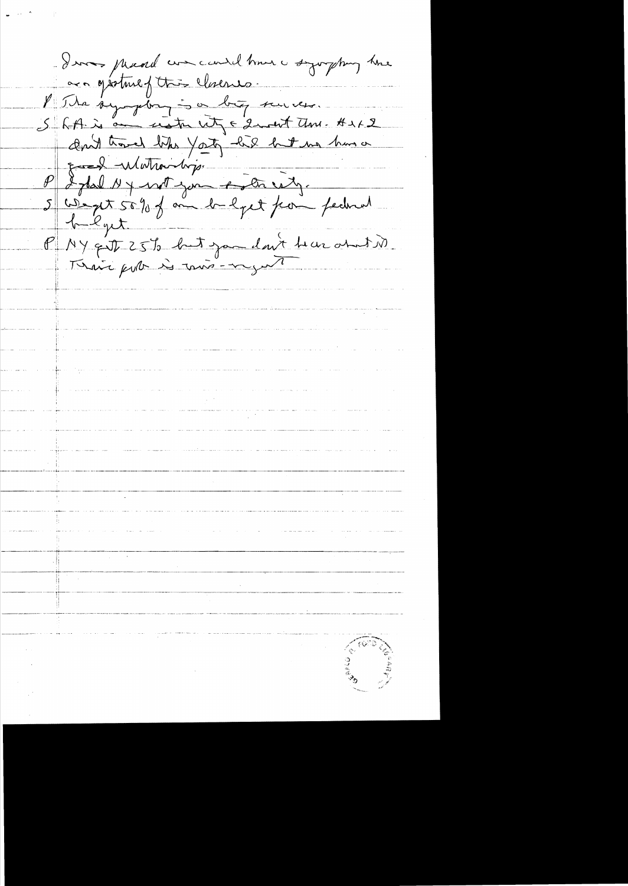I was pleased we could have a symphony here as a gesture of this closeness.

P The symphony is a big success.

S L.A. is an urban city & 2nd largest in U.S. #1 & 2 don't trust like Yorty did but we have a good relationship.

P I find NY not your type city.

S We get 50% of our budget from federal budget.

P NY gets 25% but you don't hear about it. Transit problem is most urgent.